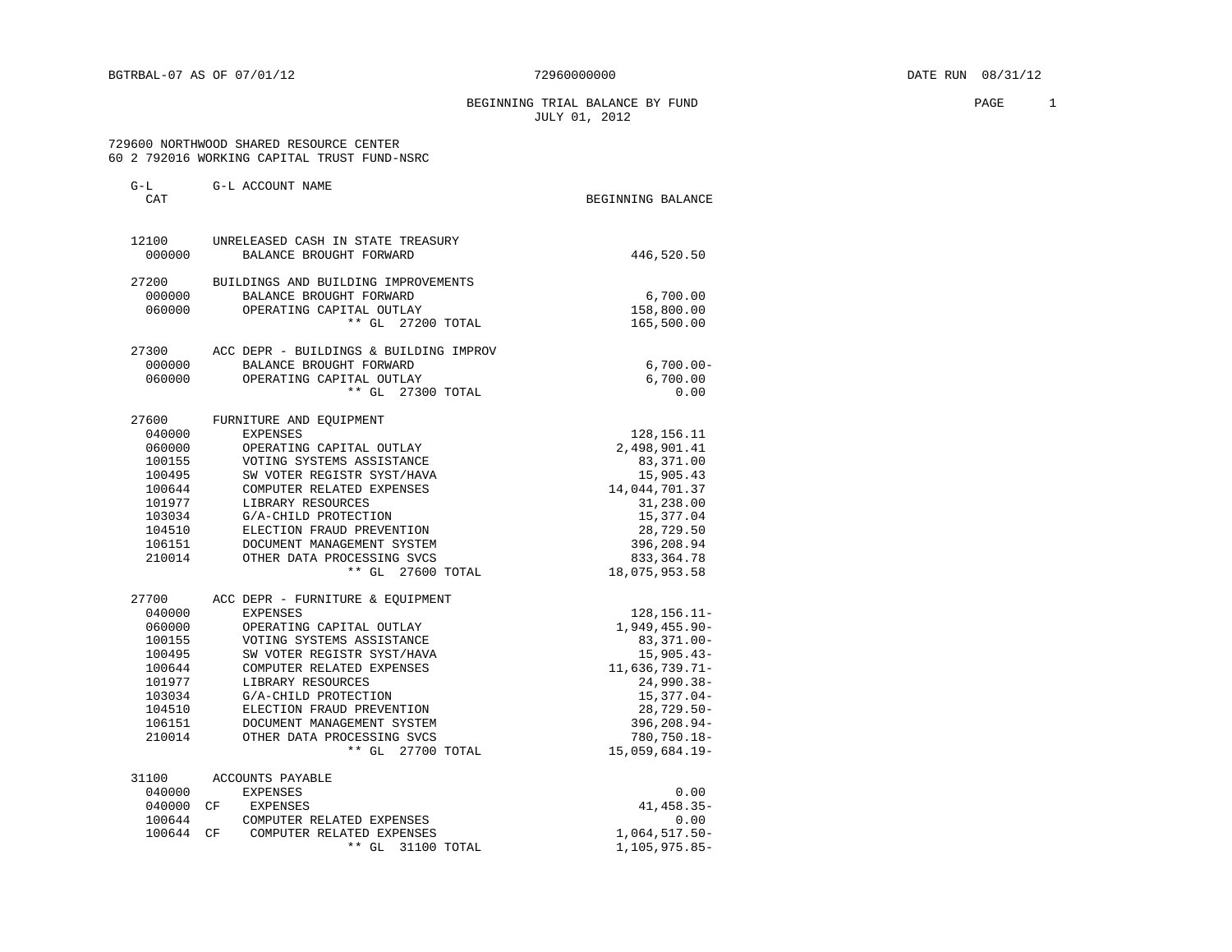BGTRBAL-07 AS OF 07/01/12 72960000000 DATE RUN 08/31/12

# BEGINNING TRIAL BALANCE BY FUND
## JULY 01, 2012

729600 NORTHWOOD SHARED RESOURCE CENTER
60 2 792016 WORKING CAPITAL TRUST FUND-NSRC

| G-L CAT | | G-L ACCOUNT NAME | BEGINNING BALANCE |
|---|---|---|---|
| 12100 | | UNRELEASED CASH IN STATE TREASURY | |
| 000000 | | BALANCE BROUGHT FORWARD | 446,520.50 |
| 27200 | | BUILDINGS AND BUILDING IMPROVEMENTS | |
| 000000 | | BALANCE BROUGHT FORWARD | 6,700.00 |
| 060000 | | OPERATING CAPITAL OUTLAY | 158,800.00 |
| | | ** GL 27200 TOTAL | 165,500.00 |
| 27300 | | ACC DEPR - BUILDINGS & BUILDING IMPROV | |
| 000000 | | BALANCE BROUGHT FORWARD | 6,700.00- |
| 060000 | | OPERATING CAPITAL OUTLAY | 6,700.00 |
| | | ** GL 27300 TOTAL | 0.00 |
| 27600 | | FURNITURE AND EQUIPMENT | |
| 040000 | | EXPENSES | 128,156.11 |
| 060000 | | OPERATING CAPITAL OUTLAY | 2,498,901.41 |
| 100155 | | VOTING SYSTEMS ASSISTANCE | 83,371.00 |
| 100495 | | SW VOTER REGISTR SYST/HAVA | 15,905.43 |
| 100644 | | COMPUTER RELATED EXPENSES | 14,044,701.37 |
| 101977 | | LIBRARY RESOURCES | 31,238.00 |
| 103034 | | G/A-CHILD PROTECTION | 15,377.04 |
| 104510 | | ELECTION FRAUD PREVENTION | 28,729.50 |
| 106151 | | DOCUMENT MANAGEMENT SYSTEM | 396,208.94 |
| 210014 | | OTHER DATA PROCESSING SVCS | 833,364.78 |
| | | ** GL 27600 TOTAL | 18,075,953.58 |
| 27700 | | ACC DEPR - FURNITURE & EQUIPMENT | |
| 040000 | | EXPENSES | 128,156.11- |
| 060000 | | OPERATING CAPITAL OUTLAY | 1,949,455.90- |
| 100155 | | VOTING SYSTEMS ASSISTANCE | 83,371.00- |
| 100495 | | SW VOTER REGISTR SYST/HAVA | 15,905.43- |
| 100644 | | COMPUTER RELATED EXPENSES | 11,636,739.71- |
| 101977 | | LIBRARY RESOURCES | 24,990.38- |
| 103034 | | G/A-CHILD PROTECTION | 15,377.04- |
| 104510 | | ELECTION FRAUD PREVENTION | 28,729.50- |
| 106151 | | DOCUMENT MANAGEMENT SYSTEM | 396,208.94- |
| 210014 | | OTHER DATA PROCESSING SVCS | 780,750.18- |
| | | ** GL 27700 TOTAL | 15,059,684.19- |
| 31100 | | ACCOUNTS PAYABLE | |
| 040000 | | EXPENSES | 0.00 |
| 040000 | CF | EXPENSES | 41,458.35- |
| 100644 | | COMPUTER RELATED EXPENSES | 0.00 |
| 100644 | CF | COMPUTER RELATED EXPENSES | 1,064,517.50- |
| | | ** GL 31100 TOTAL | 1,105,975.85- |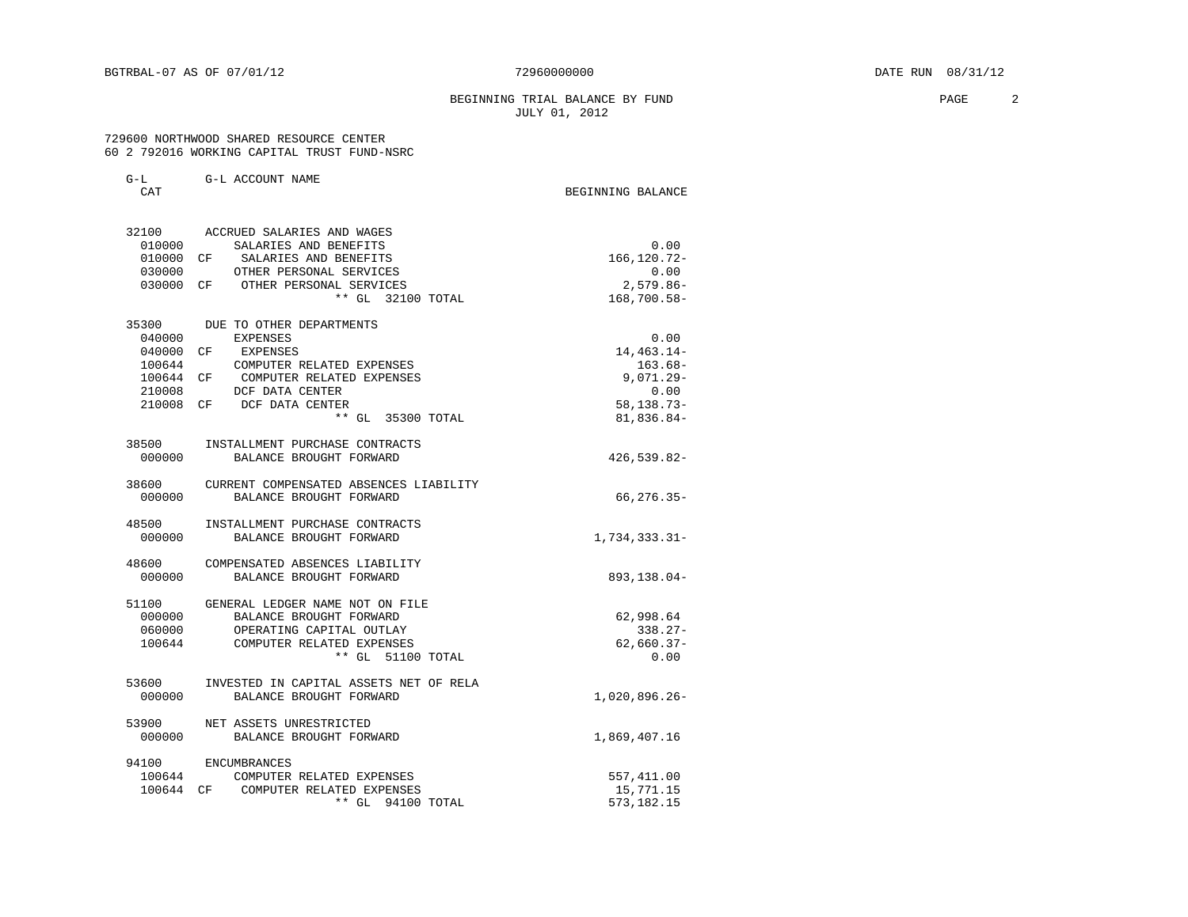BGTRBAL-07 AS OF 07/01/12 72960000000 DATE RUN 08/31/12

BEGINNING TRIAL BALANCE BY FUND
JULY 01, 2012

729600 NORTHWOOD SHARED RESOURCE CENTER
60 2 792016 WORKING CAPITAL TRUST FUND-NSRC

| G-L CAT | | G-L ACCOUNT NAME | BEGINNING BALANCE |
|---|---|---|---|
| 32100 | | ACCRUED SALARIES AND WAGES | |
| 010000 | | SALARIES AND BENEFITS | 0.00 |
| 010000 | CF | SALARIES AND BENEFITS | 166,120.72- |
| 030000 | | OTHER PERSONAL SERVICES | 0.00 |
| 030000 | CF | OTHER PERSONAL SERVICES | 2,579.86- |
| | | ** GL 32100 TOTAL | 168,700.58- |
| 35300 | | DUE TO OTHER DEPARTMENTS | |
| 040000 | | EXPENSES | 0.00 |
| 040000 | CF | EXPENSES | 14,463.14- |
| 100644 | | COMPUTER RELATED EXPENSES | 163.68- |
| 100644 | CF | COMPUTER RELATED EXPENSES | 9,071.29- |
| 210008 | | DCF DATA CENTER | 0.00 |
| 210008 | CF | DCF DATA CENTER | 58,138.73- |
| | | ** GL 35300 TOTAL | 81,836.84- |
| 38500 | | INSTALLMENT PURCHASE CONTRACTS | |
| 000000 | | BALANCE BROUGHT FORWARD | 426,539.82- |
| 38600 | | CURRENT COMPENSATED ABSENCES LIABILITY | |
| 000000 | | BALANCE BROUGHT FORWARD | 66,276.35- |
| 48500 | | INSTALLMENT PURCHASE CONTRACTS | |
| 000000 | | BALANCE BROUGHT FORWARD | 1,734,333.31- |
| 48600 | | COMPENSATED ABSENCES LIABILITY | |
| 000000 | | BALANCE BROUGHT FORWARD | 893,138.04- |
| 51100 | | GENERAL LEDGER NAME NOT ON FILE | |
| 000000 | | BALANCE BROUGHT FORWARD | 62,998.64 |
| 060000 | | OPERATING CAPITAL OUTLAY | 338.27- |
| 100644 | | COMPUTER RELATED EXPENSES | 62,660.37- |
| | | ** GL 51100 TOTAL | 0.00 |
| 53600 | | INVESTED IN CAPITAL ASSETS NET OF RELA | |
| 000000 | | BALANCE BROUGHT FORWARD | 1,020,896.26- |
| 53900 | | NET ASSETS UNRESTRICTED | |
| 000000 | | BALANCE BROUGHT FORWARD | 1,869,407.16 |
| 94100 | | ENCUMBRANCES | |
| 100644 | | COMPUTER RELATED EXPENSES | 557,411.00 |
| 100644 | CF | COMPUTER RELATED EXPENSES | 15,771.15 |
| | | ** GL 94100 TOTAL | 573,182.15 |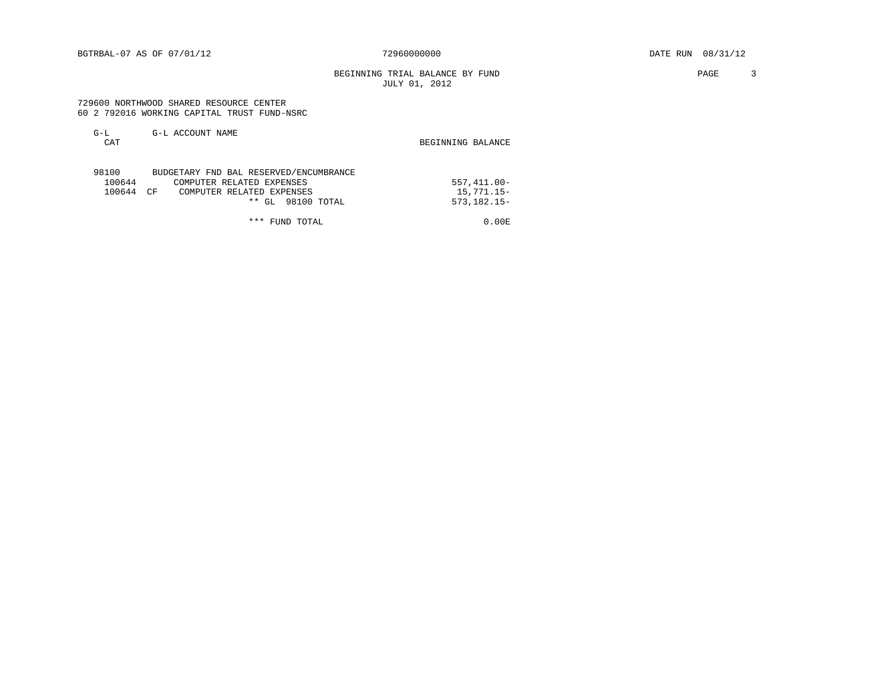BGTRBAL-07 AS OF 07/01/12 72960000000 DATE RUN 08/31/12

BEGINNING TRIAL BALANCE BY FUND
JULY 01, 2012

729600 NORTHWOOD SHARED RESOURCE CENTER
60 2 792016 WORKING CAPITAL TRUST FUND-NSRC

| G-L CAT | | G-L ACCOUNT NAME | BEGINNING BALANCE |
|---|---|---|---|
| 98100 | | BUDGETARY FND BAL RESERVED/ENCUMBRANCE | |
| 100644 | | COMPUTER RELATED EXPENSES | 557,411.00- |
| 100644 | CF | COMPUTER RELATED EXPENSES | 15,771.15- |
| | | ** GL 98100 TOTAL | 573,182.15- |
| | | *** FUND TOTAL | 0.00E |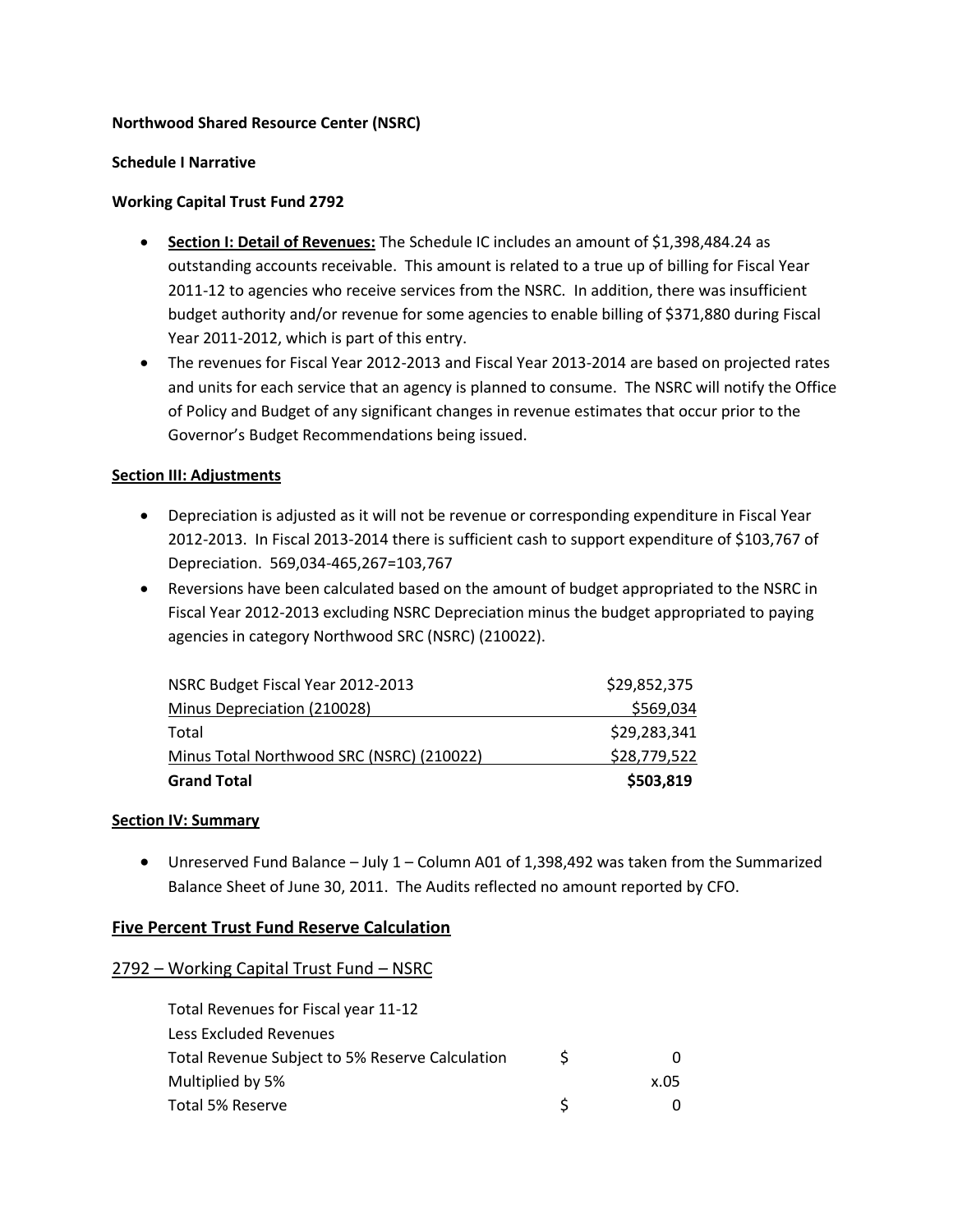**Northwood Shared Resource Center (NSRC)**

**Schedule I Narrative**

**Working Capital Trust Fund 2792**

- **<u>Section I: Detail of Revenues:</u>** The Schedule IC includes an amount of $1,398,484.24 as outstanding accounts receivable. This amount is related to a true up of billing for Fiscal Year 2011-12 to agencies who receive services from the NSRC. In addition, there was insufficient budget authority and/or revenue for some agencies to enable billing of $371,880 during Fiscal Year 2011-2012, which is part of this entry.
- The revenues for Fiscal Year 2012-2013 and Fiscal Year 2013-2014 are based on projected rates and units for each service that an agency is planned to consume. The NSRC will notify the Office of Policy and Budget of any significant changes in revenue estimates that occur prior to the Governor's Budget Recommendations being issued.

**<u>Section III: Adjustments</u>**

- Depreciation is adjusted as it will not be revenue or corresponding expenditure in Fiscal Year 2012-2013. In Fiscal 2013-2014 there is sufficient cash to support expenditure of $103,767 of Depreciation. 569,034-465,267=103,767
- Reversions have been calculated based on the amount of budget appropriated to the NSRC in Fiscal Year 2012-2013 excluding NSRC Depreciation minus the budget appropriated to paying agencies in category Northwood SRC (NSRC) (210022).

| | |
|---|---:|
| NSRC Budget Fiscal Year 2012-2013 | $29,852,375 |
| Minus Depreciation (210028) | $569,034 |
| Total | $29,283,341 |
| Minus Total Northwood SRC (NSRC) (210022) | $28,779,522 |
| **Grand Total** | **$503,819** |

**<u>Section IV: Summary</u>**

- Unreserved Fund Balance – July 1 – Column A01 of 1,398,492 was taken from the Summarized Balance Sheet of June 30, 2011. The Audits reflected no amount reported by CFO.

## <u>Five Percent Trust Fund Reserve Calculation</u>

### <u>2792 – Working Capital Trust Fund – NSRC</u>

| | | |
|---|---|---:|
| Total Revenues for Fiscal year 11-12 | | |
| Less Excluded Revenues | | |
| Total Revenue Subject to 5% Reserve Calculation | $ | 0 |
| Multiplied by 5% | | x.05 |
| Total 5% Reserve | $ | 0 |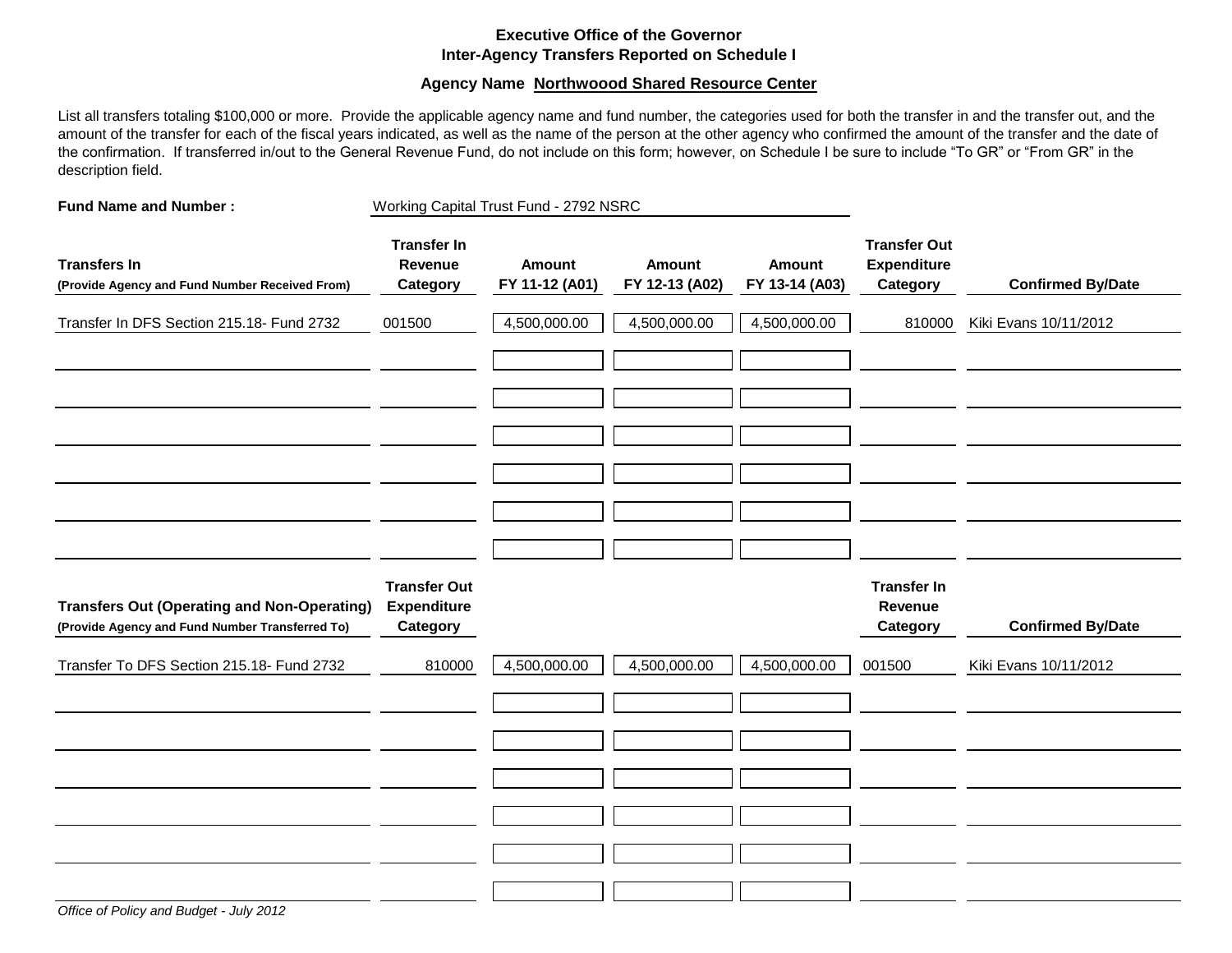**Executive Office of the Governor**
**Inter-Agency Transfers Reported on Schedule I**

**Agency Name Northwoood Shared Resource Center**

List all transfers totaling $100,000 or more. Provide the applicable agency name and fund number, the categories used for both the transfer in and the transfer out, and the amount of the transfer for each of the fiscal years indicated, as well as the name of the person at the other agency who confirmed the amount of the transfer and the date of the confirmation. If transferred in/out to the General Revenue Fund, do not include on this form; however, on Schedule I be sure to include "To GR" or "From GR" in the description field.

**Fund Name and Number :** Working Capital Trust Fund - 2792 NSRC

| Transfers In (Provide Agency and Fund Number Received From) | Transfer In Revenue Category | Amount FY 11-12 (A01) | Amount FY 12-13 (A02) | Amount FY 13-14 (A03) | Transfer Out Expenditure Category | Confirmed By/Date |
|---|---|---|---|---|---|---|
| Transfer In DFS Section 215.18- Fund 2732 | 001500 | 4,500,000.00 | 4,500,000.00 | 4,500,000.00 | 810000 | Kiki Evans 10/11/2012 |
| | | | | | | |
| | | | | | | |
| | | | | | | |
| | | | | | | |
| | | | | | | |
| | | | | | | |

| Transfers Out (Operating and Non-Operating) (Provide Agency and Fund Number Transferred To) | Transfer Out Expenditure Category | Amount FY 11-12 (A01) | Amount FY 12-13 (A02) | Amount FY 13-14 (A03) | Transfer In Revenue Category | Confirmed By/Date |
|---|---|---|---|---|---|---|
| Transfer To DFS Section 215.18- Fund 2732 | 810000 | 4,500,000.00 | 4,500,000.00 | 4,500,000.00 | 001500 | Kiki Evans 10/11/2012 |
| | | | | | | |
| | | | | | | |
| | | | | | | |
| | | | | | | |
| | | | | | | |
| | | | | | | |

*Office of Policy and Budget - July 2012*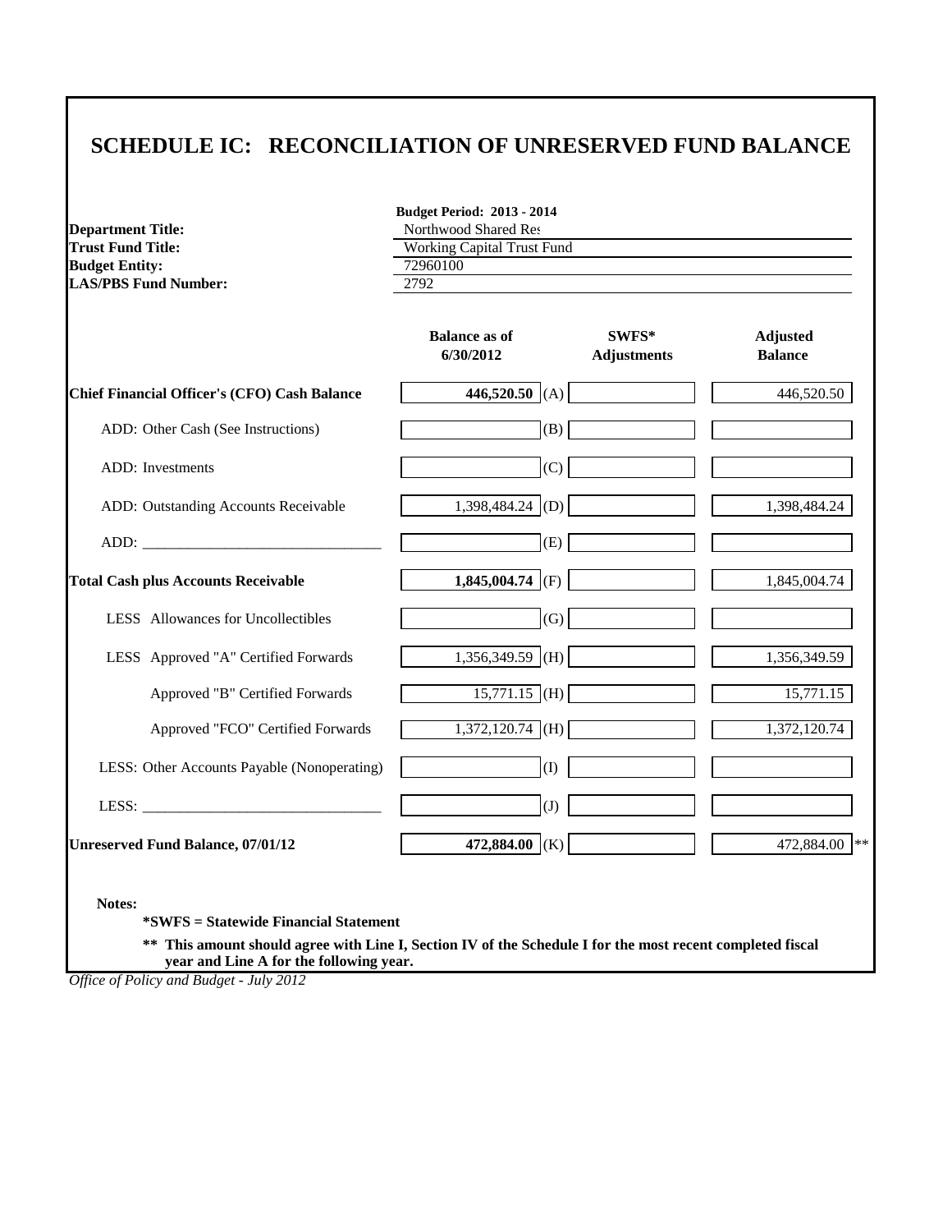# SCHEDULE IC: RECONCILIATION OF UNRESERVED FUND BALANCE

**Budget Period: 2013 - 2014**

**Department Title:** Northwood Shared Res
**Trust Fund Title:** Working Capital Trust Fund
**Budget Entity:** 72960100
**LAS/PBS Fund Number:** 2792

| | Balance as of 6/30/2012 | | SWFS* Adjustments | Adjusted Balance |
|---|---|---|---|---|
| **Chief Financial Officer's (CFO) Cash Balance** | **446,520.50** | (A) | | 446,520.50 |
| ADD: Other Cash (See Instructions) | | (B) | | |
| ADD: Investments | | (C) | | |
| ADD: Outstanding Accounts Receivable | 1,398,484.24 | (D) | | 1,398,484.24 |
| ADD: _______________________________ | | (E) | | |
| **Total Cash plus Accounts Receivable** | **1,845,004.74** | (F) | | 1,845,004.74 |
| LESS Allowances for Uncollectibles | | (G) | | |
| LESS Approved "A" Certified Forwards | 1,356,349.59 | (H) | | 1,356,349.59 |
| Approved "B" Certified Forwards | 15,771.15 | (H) | | 15,771.15 |
| Approved "FCO" Certified Forwards | 1,372,120.74 | (H) | | 1,372,120.74 |
| LESS: Other Accounts Payable (Nonoperating) | | (I) | | |
| LESS: _______________________________ | | (J) | | |
| **Unreserved Fund Balance, 07/01/12** | **472,884.00** | (K) | | 472,884.00 ** |

**Notes:**

**\*SWFS = Statewide Financial Statement**

**\*\* This amount should agree with Line I, Section IV of the Schedule I for the most recent completed fiscal year and Line A for the following year.**

*Office of Policy and Budget - July 2012*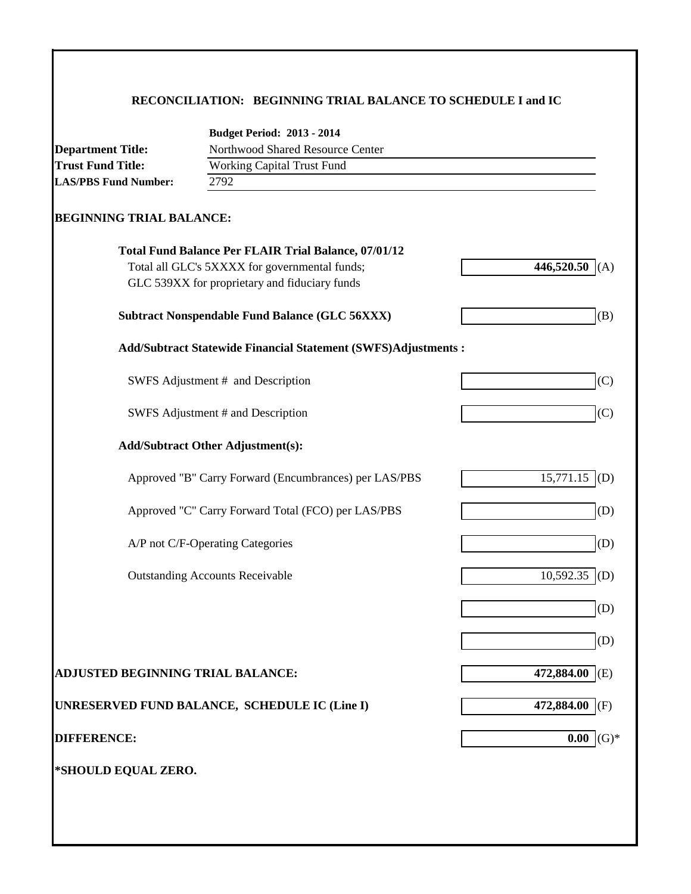## RECONCILIATION: BEGINNING TRIAL BALANCE TO SCHEDULE I and IC

**Budget Period: 2013 - 2014**

| | |
|---|---|
| **Department Title:** | Northwood Shared Resource Center |
| **Trust Fund Title:** | Working Capital Trust Fund |
| **LAS/PBS Fund Number:** | 2792 |

**BEGINNING TRIAL BALANCE:**

| | | |
|---|---|---|
| **Total Fund Balance Per FLAIR Trial Balance, 07/01/12** | | |
| Total all GLC's 5XXXX for governmental funds; GLC 539XX for proprietary and fiduciary funds | **446,520.50** | (A) |
| **Subtract Nonspendable Fund Balance (GLC 56XXX)** | | (B) |
| **Add/Subtract Statewide Financial Statement (SWFS)Adjustments :** | | |
| SWFS Adjustment # and Description | | (C) |
| SWFS Adjustment # and Description | | (C) |
| **Add/Subtract Other Adjustment(s):** | | |
| Approved "B" Carry Forward (Encumbrances) per LAS/PBS | 15,771.15 | (D) |
| Approved "C" Carry Forward Total (FCO) per LAS/PBS | | (D) |
| A/P not C/F-Operating Categories | | (D) |
| Outstanding Accounts Receivable | 10,592.35 | (D) |
| | | (D) |
| | | (D) |
| **ADJUSTED BEGINNING TRIAL BALANCE:** | **472,884.00** | (E) |
| **UNRESERVED FUND BALANCE, SCHEDULE IC (Line I)** | **472,884.00** | (F) |
| **DIFFERENCE:** | **0.00** | (G)* |

***SHOULD EQUAL ZERO.**